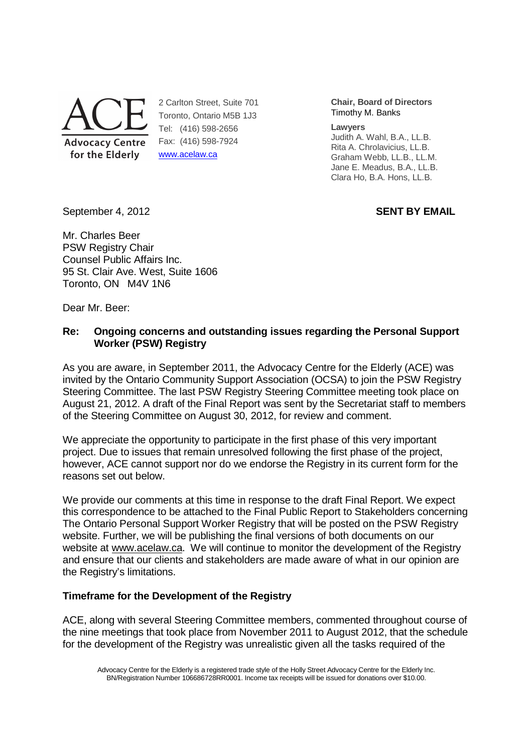ACE

Advocacy Centre for the Elderly

2 Carlton Street, Suite 701
Toronto, Ontario M5B 1J3
Tel: (416) 598-2656
Fax: (416) 598-7924
www.acelaw.ca

**Chair, Board of Directors**
Timothy M. Banks

**Lawyers**
Judith A. Wahl, B.A., LL.B.
Rita A. Chrolavicius, LL.B.
Graham Webb, LL.B., LL.M.
Jane E. Meadus, B.A., LL.B.
Clara Ho, B.A. Hons, LL.B.

September 4, 2012 **SENT BY EMAIL**

Mr. Charles Beer
PSW Registry Chair
Counsel Public Affairs Inc.
95 St. Clair Ave. West, Suite 1606
Toronto, ON M4V 1N6

Dear Mr. Beer:

**Re: Ongoing concerns and outstanding issues regarding the Personal Support Worker (PSW) Registry**

As you are aware, in September 2011, the Advocacy Centre for the Elderly (ACE) was invited by the Ontario Community Support Association (OCSA) to join the PSW Registry Steering Committee. The last PSW Registry Steering Committee meeting took place on August 21, 2012. A draft of the Final Report was sent by the Secretariat staff to members of the Steering Committee on August 30, 2012, for review and comment.

We appreciate the opportunity to participate in the first phase of this very important project. Due to issues that remain unresolved following the first phase of the project, however, ACE cannot support nor do we endorse the Registry in its current form for the reasons set out below.

We provide our comments at this time in response to the draft Final Report. We expect this correspondence to be attached to the Final Public Report to Stakeholders concerning The Ontario Personal Support Worker Registry that will be posted on the PSW Registry website. Further, we will be publishing the final versions of both documents on our website at www.acelaw.ca. We will continue to monitor the development of the Registry and ensure that our clients and stakeholders are made aware of what in our opinion are the Registry's limitations.

**Timeframe for the Development of the Registry**

ACE, along with several Steering Committee members, commented throughout course of the nine meetings that took place from November 2011 to August 2012, that the schedule for the development of the Registry was unrealistic given all the tasks required of the

Advocacy Centre for the Elderly is a registered trade style of the Holly Street Advocacy Centre for the Elderly Inc. BN/Registration Number 106686728RR0001. Income tax receipts will be issued for donations over $10.00.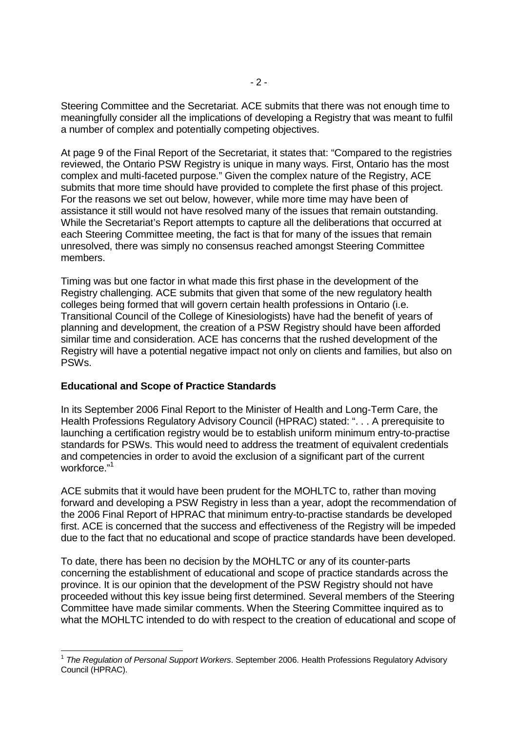Steering Committee and the Secretariat. ACE submits that there was not enough time to meaningfully consider all the implications of developing a Registry that was meant to fulfil a number of complex and potentially competing objectives.

At page 9 of the Final Report of the Secretariat, it states that: "Compared to the registries reviewed, the Ontario PSW Registry is unique in many ways. First, Ontario has the most complex and multi-faceted purpose." Given the complex nature of the Registry, ACE submits that more time should have provided to complete the first phase of this project. For the reasons we set out below, however, while more time may have been of assistance it still would not have resolved many of the issues that remain outstanding. While the Secretariat's Report attempts to capture all the deliberations that occurred at each Steering Committee meeting, the fact is that for many of the issues that remain unresolved, there was simply no consensus reached amongst Steering Committee members.

Timing was but one factor in what made this first phase in the development of the Registry challenging. ACE submits that given that some of the new regulatory health colleges being formed that will govern certain health professions in Ontario (i.e. Transitional Council of the College of Kinesiologists) have had the benefit of years of planning and development, the creation of a PSW Registry should have been afforded similar time and consideration. ACE has concerns that the rushed development of the Registry will have a potential negative impact not only on clients and families, but also on PSWs.

**Educational and Scope of Practice Standards**

In its September 2006 Final Report to the Minister of Health and Long-Term Care, the Health Professions Regulatory Advisory Council (HPRAC) stated: ". . . A prerequisite to launching a certification registry would be to establish uniform minimum entry-to-practise standards for PSWs. This would need to address the treatment of equivalent credentials and competencies in order to avoid the exclusion of a significant part of the current workforce."[1]

ACE submits that it would have been prudent for the MOHLTC to, rather than moving forward and developing a PSW Registry in less than a year, adopt the recommendation of the 2006 Final Report of HPRAC that minimum entry-to-practise standards be developed first. ACE is concerned that the success and effectiveness of the Registry will be impeded due to the fact that no educational and scope of practice standards have been developed.

To date, there has been no decision by the MOHLTC or any of its counter-parts concerning the establishment of educational and scope of practice standards across the province. It is our opinion that the development of the PSW Registry should not have proceeded without this key issue being first determined. Several members of the Steering Committee have made similar comments. When the Steering Committee inquired as to what the MOHLTC intended to do with respect to the creation of educational and scope of

---

[1] *The Regulation of Personal Support Workers*. September 2006. Health Professions Regulatory Advisory Council (HPRAC).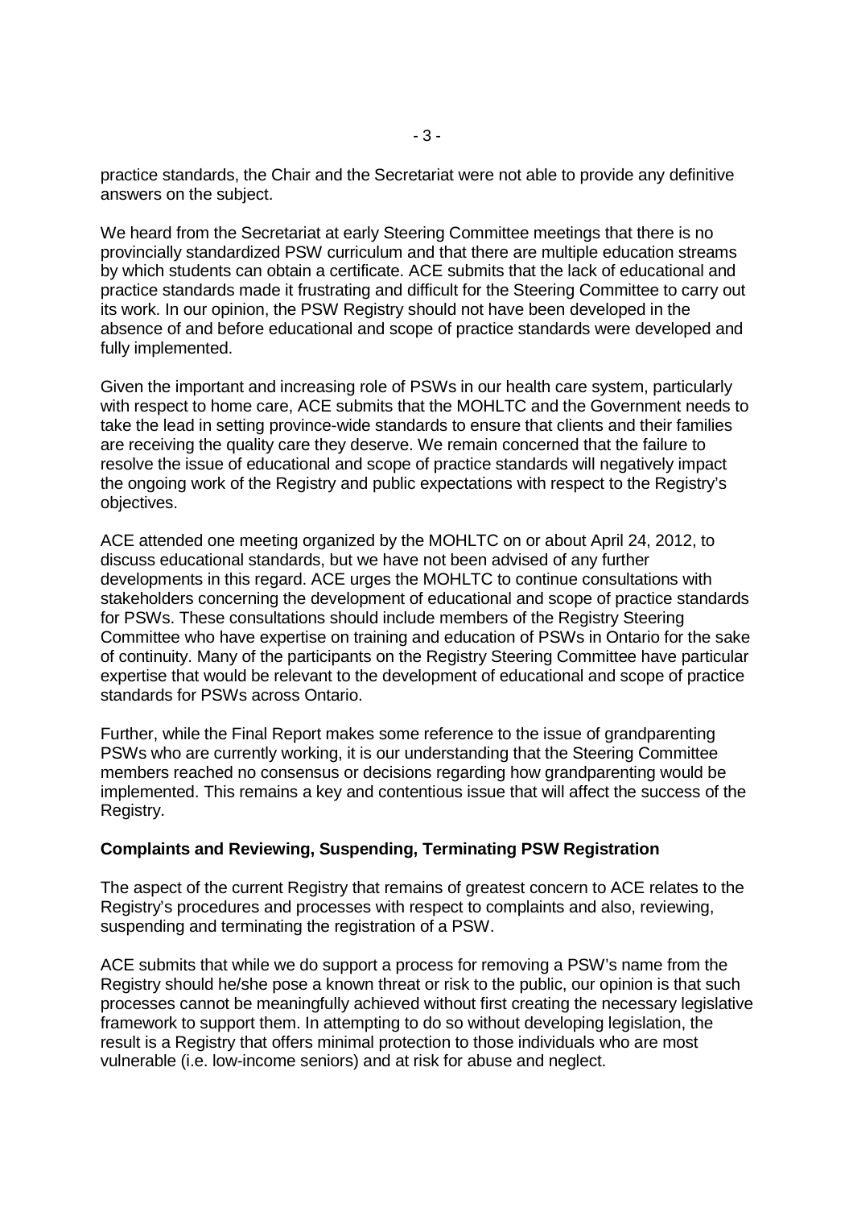practice standards, the Chair and the Secretariat were not able to provide any definitive answers on the subject.

We heard from the Secretariat at early Steering Committee meetings that there is no provincially standardized PSW curriculum and that there are multiple education streams by which students can obtain a certificate. ACE submits that the lack of educational and practice standards made it frustrating and difficult for the Steering Committee to carry out its work. In our opinion, the PSW Registry should not have been developed in the absence of and before educational and scope of practice standards were developed and fully implemented.

Given the important and increasing role of PSWs in our health care system, particularly with respect to home care, ACE submits that the MOHLTC and the Government needs to take the lead in setting province-wide standards to ensure that clients and their families are receiving the quality care they deserve. We remain concerned that the failure to resolve the issue of educational and scope of practice standards will negatively impact the ongoing work of the Registry and public expectations with respect to the Registry's objectives.

ACE attended one meeting organized by the MOHLTC on or about April 24, 2012, to discuss educational standards, but we have not been advised of any further developments in this regard. ACE urges the MOHLTC to continue consultations with stakeholders concerning the development of educational and scope of practice standards for PSWs. These consultations should include members of the Registry Steering Committee who have expertise on training and education of PSWs in Ontario for the sake of continuity. Many of the participants on the Registry Steering Committee have particular expertise that would be relevant to the development of educational and scope of practice standards for PSWs across Ontario.

Further, while the Final Report makes some reference to the issue of grandparenting PSWs who are currently working, it is our understanding that the Steering Committee members reached no consensus or decisions regarding how grandparenting would be implemented. This remains a key and contentious issue that will affect the success of the Registry.

**Complaints and Reviewing, Suspending, Terminating PSW Registration**

The aspect of the current Registry that remains of greatest concern to ACE relates to the Registry's procedures and processes with respect to complaints and also, reviewing, suspending and terminating the registration of a PSW.

ACE submits that while we do support a process for removing a PSW's name from the Registry should he/she pose a known threat or risk to the public, our opinion is that such processes cannot be meaningfully achieved without first creating the necessary legislative framework to support them. In attempting to do so without developing legislation, the result is a Registry that offers minimal protection to those individuals who are most vulnerable (i.e. low-income seniors) and at risk for abuse and neglect.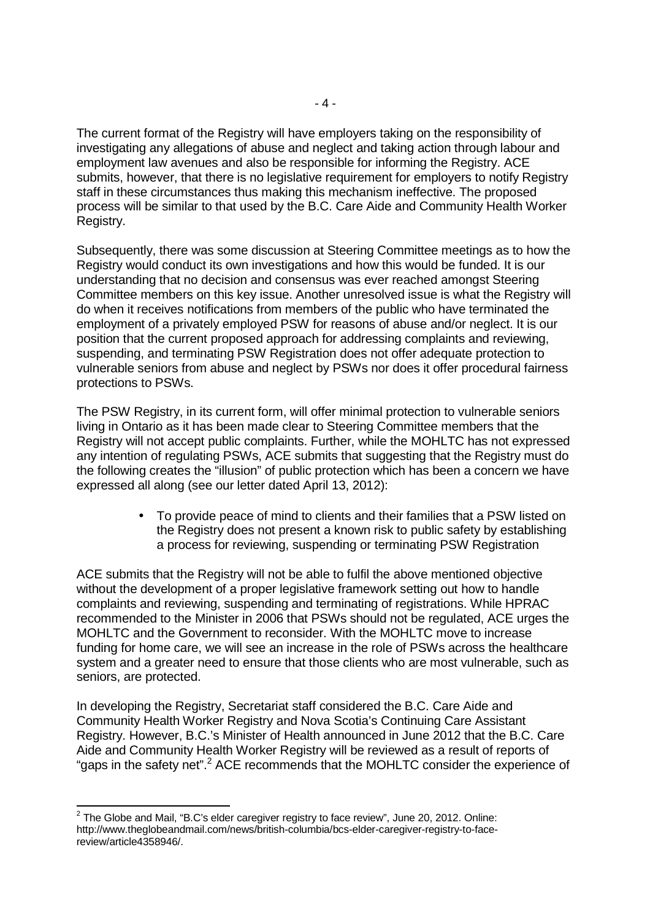The current format of the Registry will have employers taking on the responsibility of investigating any allegations of abuse and neglect and taking action through labour and employment law avenues and also be responsible for informing the Registry. ACE submits, however, that there is no legislative requirement for employers to notify Registry staff in these circumstances thus making this mechanism ineffective. The proposed process will be similar to that used by the B.C. Care Aide and Community Health Worker Registry.

Subsequently, there was some discussion at Steering Committee meetings as to how the Registry would conduct its own investigations and how this would be funded. It is our understanding that no decision and consensus was ever reached amongst Steering Committee members on this key issue. Another unresolved issue is what the Registry will do when it receives notifications from members of the public who have terminated the employment of a privately employed PSW for reasons of abuse and/or neglect. It is our position that the current proposed approach for addressing complaints and reviewing, suspending, and terminating PSW Registration does not offer adequate protection to vulnerable seniors from abuse and neglect by PSWs nor does it offer procedural fairness protections to PSWs.

The PSW Registry, in its current form, will offer minimal protection to vulnerable seniors living in Ontario as it has been made clear to Steering Committee members that the Registry will not accept public complaints. Further, while the MOHLTC has not expressed any intention of regulating PSWs, ACE submits that suggesting that the Registry must do the following creates the "illusion" of public protection which has been a concern we have expressed all along (see our letter dated April 13, 2012):

- To provide peace of mind to clients and their families that a PSW listed on the Registry does not present a known risk to public safety by establishing a process for reviewing, suspending or terminating PSW Registration

ACE submits that the Registry will not be able to fulfil the above mentioned objective without the development of a proper legislative framework setting out how to handle complaints and reviewing, suspending and terminating of registrations. While HPRAC recommended to the Minister in 2006 that PSWs should not be regulated, ACE urges the MOHLTC and the Government to reconsider. With the MOHLTC move to increase funding for home care, we will see an increase in the role of PSWs across the healthcare system and a greater need to ensure that those clients who are most vulnerable, such as seniors, are protected.

In developing the Registry, Secretariat staff considered the B.C. Care Aide and Community Health Worker Registry and Nova Scotia's Continuing Care Assistant Registry. However, B.C.'s Minister of Health announced in June 2012 that the B.C. Care Aide and Community Health Worker Registry will be reviewed as a result of reports of "gaps in the safety net".[2] ACE recommends that the MOHLTC consider the experience of

---

[2] The Globe and Mail, "B.C's elder caregiver registry to face review", June 20, 2012. Online: http://www.theglobeandmail.com/news/british-columbia/bcs-elder-caregiver-registry-to-face-review/article4358946/.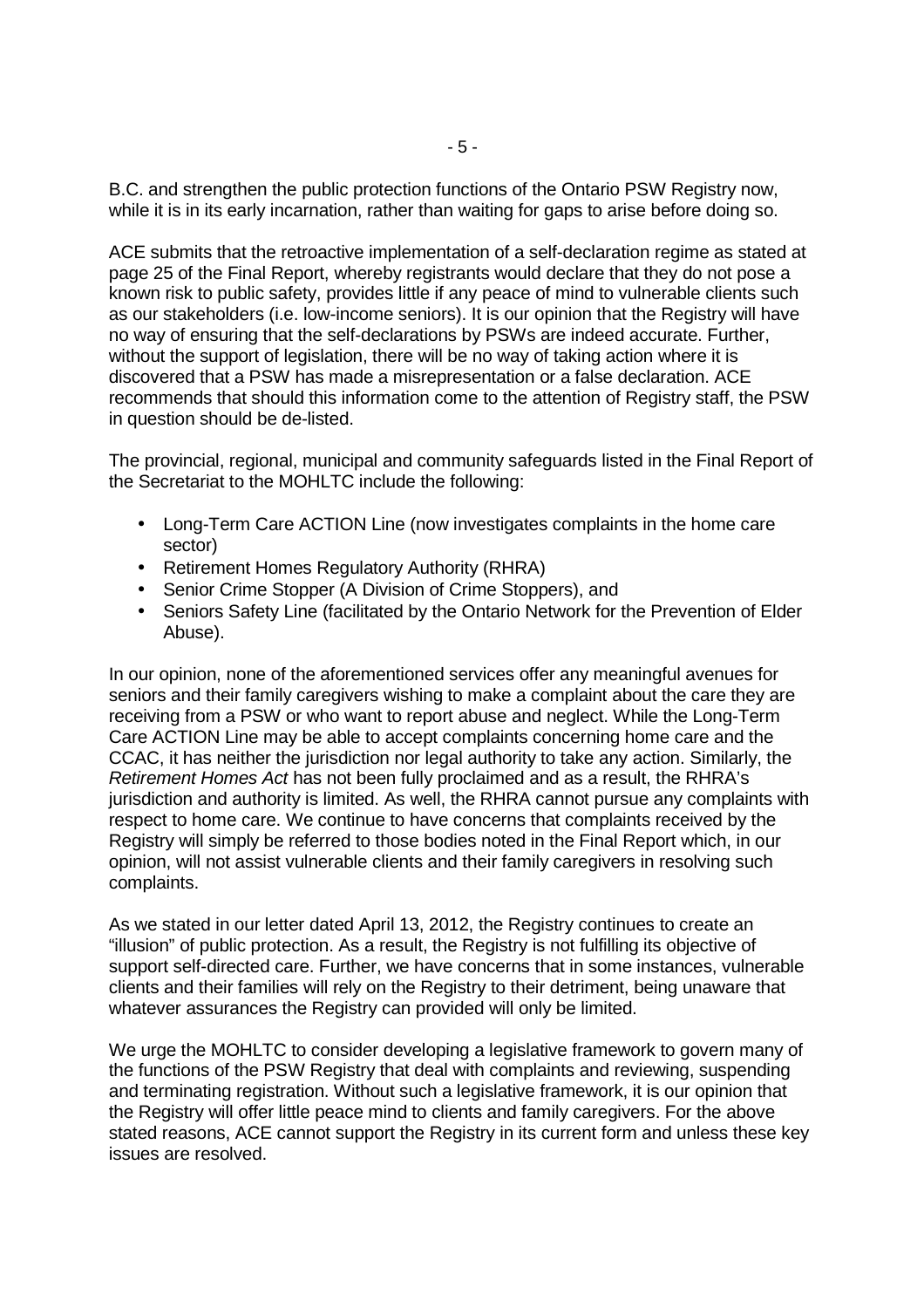B.C. and strengthen the public protection functions of the Ontario PSW Registry now, while it is in its early incarnation, rather than waiting for gaps to arise before doing so.

ACE submits that the retroactive implementation of a self-declaration regime as stated at page 25 of the Final Report, whereby registrants would declare that they do not pose a known risk to public safety, provides little if any peace of mind to vulnerable clients such as our stakeholders (i.e. low-income seniors). It is our opinion that the Registry will have no way of ensuring that the self-declarations by PSWs are indeed accurate. Further, without the support of legislation, there will be no way of taking action where it is discovered that a PSW has made a misrepresentation or a false declaration. ACE recommends that should this information come to the attention of Registry staff, the PSW in question should be de-listed.

The provincial, regional, municipal and community safeguards listed in the Final Report of the Secretariat to the MOHLTC include the following:

- Long-Term Care ACTION Line (now investigates complaints in the home care sector)
- Retirement Homes Regulatory Authority (RHRA)
- Senior Crime Stopper (A Division of Crime Stoppers), and
- Seniors Safety Line (facilitated by the Ontario Network for the Prevention of Elder Abuse).

In our opinion, none of the aforementioned services offer any meaningful avenues for seniors and their family caregivers wishing to make a complaint about the care they are receiving from a PSW or who want to report abuse and neglect. While the Long-Term Care ACTION Line may be able to accept complaints concerning home care and the CCAC, it has neither the jurisdiction nor legal authority to take any action. Similarly, the *Retirement Homes Act* has not been fully proclaimed and as a result, the RHRA's jurisdiction and authority is limited. As well, the RHRA cannot pursue any complaints with respect to home care. We continue to have concerns that complaints received by the Registry will simply be referred to those bodies noted in the Final Report which, in our opinion, will not assist vulnerable clients and their family caregivers in resolving such complaints.

As we stated in our letter dated April 13, 2012, the Registry continues to create an "illusion" of public protection. As a result, the Registry is not fulfilling its objective of support self-directed care. Further, we have concerns that in some instances, vulnerable clients and their families will rely on the Registry to their detriment, being unaware that whatever assurances the Registry can provided will only be limited.

We urge the MOHLTC to consider developing a legislative framework to govern many of the functions of the PSW Registry that deal with complaints and reviewing, suspending and terminating registration. Without such a legislative framework, it is our opinion that the Registry will offer little peace mind to clients and family caregivers. For the above stated reasons, ACE cannot support the Registry in its current form and unless these key issues are resolved.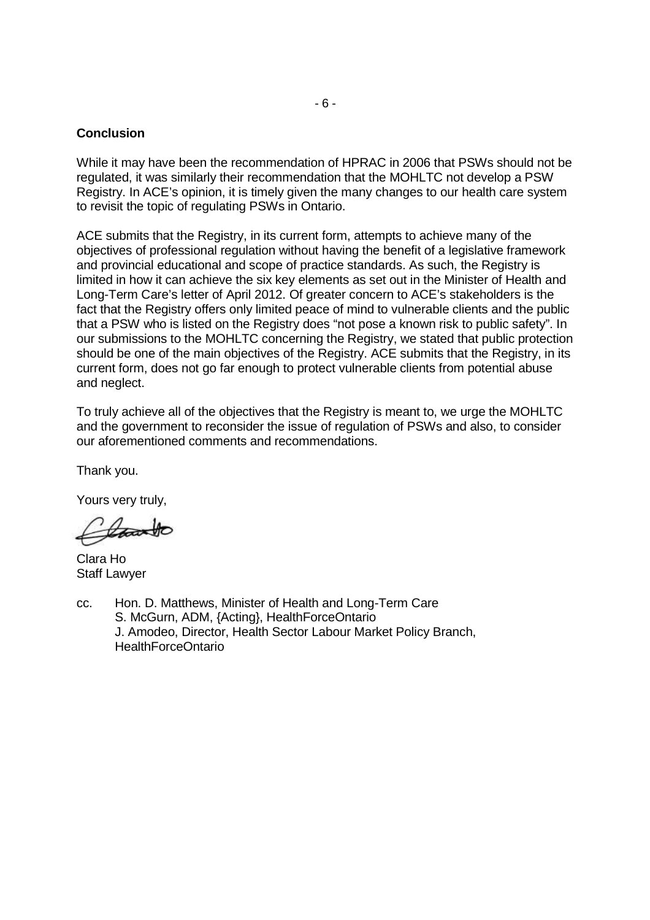## Conclusion

While it may have been the recommendation of HPRAC in 2006 that PSWs should not be regulated, it was similarly their recommendation that the MOHLTC not develop a PSW Registry. In ACE's opinion, it is timely given the many changes to our health care system to revisit the topic of regulating PSWs in Ontario.

ACE submits that the Registry, in its current form, attempts to achieve many of the objectives of professional regulation without having the benefit of a legislative framework and provincial educational and scope of practice standards. As such, the Registry is limited in how it can achieve the six key elements as set out in the Minister of Health and Long-Term Care's letter of April 2012. Of greater concern to ACE's stakeholders is the fact that the Registry offers only limited peace of mind to vulnerable clients and the public that a PSW who is listed on the Registry does "not pose a known risk to public safety". In our submissions to the MOHLTC concerning the Registry, we stated that public protection should be one of the main objectives of the Registry. ACE submits that the Registry, in its current form, does not go far enough to protect vulnerable clients from potential abuse and neglect.

To truly achieve all of the objectives that the Registry is meant to, we urge the MOHLTC and the government to reconsider the issue of regulation of PSWs and also, to consider our aforementioned comments and recommendations.

Thank you.

Yours very truly,

Clara Ho
Staff Lawyer

cc. Hon. D. Matthews, Minister of Health and Long-Term Care
S. McGurn, ADM, {Acting}, HealthForceOntario
J. Amodeo, Director, Health Sector Labour Market Policy Branch, HealthForceOntario